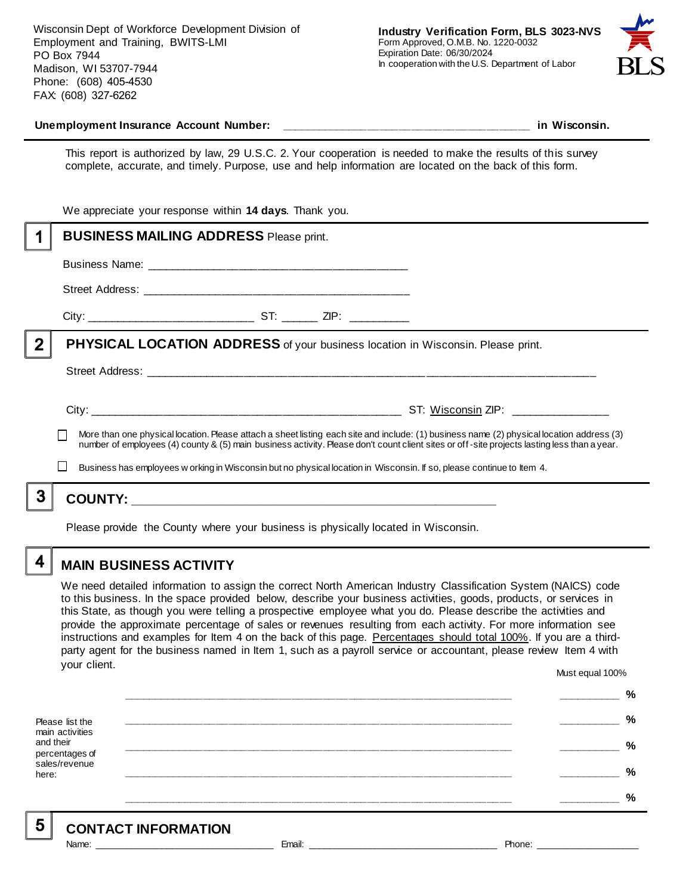Wisconsin Dept of Workforce Development Division of Employment and Training, BWITS-LMI
PO Box 7944
Madison, WI 53707-7944
Phone: (608) 405-4530
FAX: (608) 327-6262

**Industry Verification Form, BLS 3023-NVS**
Form Approved, O.M.B. No. 1220-0032
Expiration Date: 06/30/2024
In cooperation with the U.S. Department of Labor

**Unemployment Insurance Account Number:** ______________________________________ **in Wisconsin.**

This report is authorized by law, 29 U.S.C. 2. Your cooperation is needed to make the results of this survey complete, accurate, and timely. Purpose, use and help information are located on the back of this form.

We appreciate your response within **14 days**. Thank you.

## 1 BUSINESS MAILING ADDRESS Please print.

Business Name: ________________________________________

Street Address: ________________________________________

City: _________________________ ST: ______ ZIP: _________

## 2 PHYSICAL LOCATION ADDRESS of your business location in Wisconsin. Please print.

Street Address: ______________________________________________________________________

City: ______________________________________________ ST: Wisconsin ZIP: _______________

☐ More than one physical location. Please attach a sheet listing each site and include: (1) business name (2) physical location address (3) number of employees (4) county & (5) main business activity. Please don't count client sites or off-site projects lasting less than a year.

☐ Business has employees working in Wisconsin but no physical location in Wisconsin. If so, please continue to Item 4.

## 3 COUNTY: _______________________________________________________

Please provide the County where your business is physically located in Wisconsin.

## 4 MAIN BUSINESS ACTIVITY

We need detailed information to assign the correct North American Industry Classification System (NAICS) code to this business. In the space provided below, describe your business activities, goods, products, or services in this State, as though you were telling a prospective employee what you do. Please describe the activities and provide the approximate percentage of sales or revenues resulting from each activity. For more information see instructions and examples for Item 4 on the back of this page. Percentages should total 100%. If you are a third-party agent for the business named in Item 1, such as a payroll service or accountant, please review Item 4 with your client.

Must equal 100%

Please list the main activities and their percentages of sales/revenue here:

____________________________________________________________ __________ %

____________________________________________________________ __________ %

____________________________________________________________ __________ %

____________________________________________________________ __________ %

____________________________________________________________ __________ %

## 5 CONTACT INFORMATION

Name: ______________________________ Email: ________________________________ Phone: __________________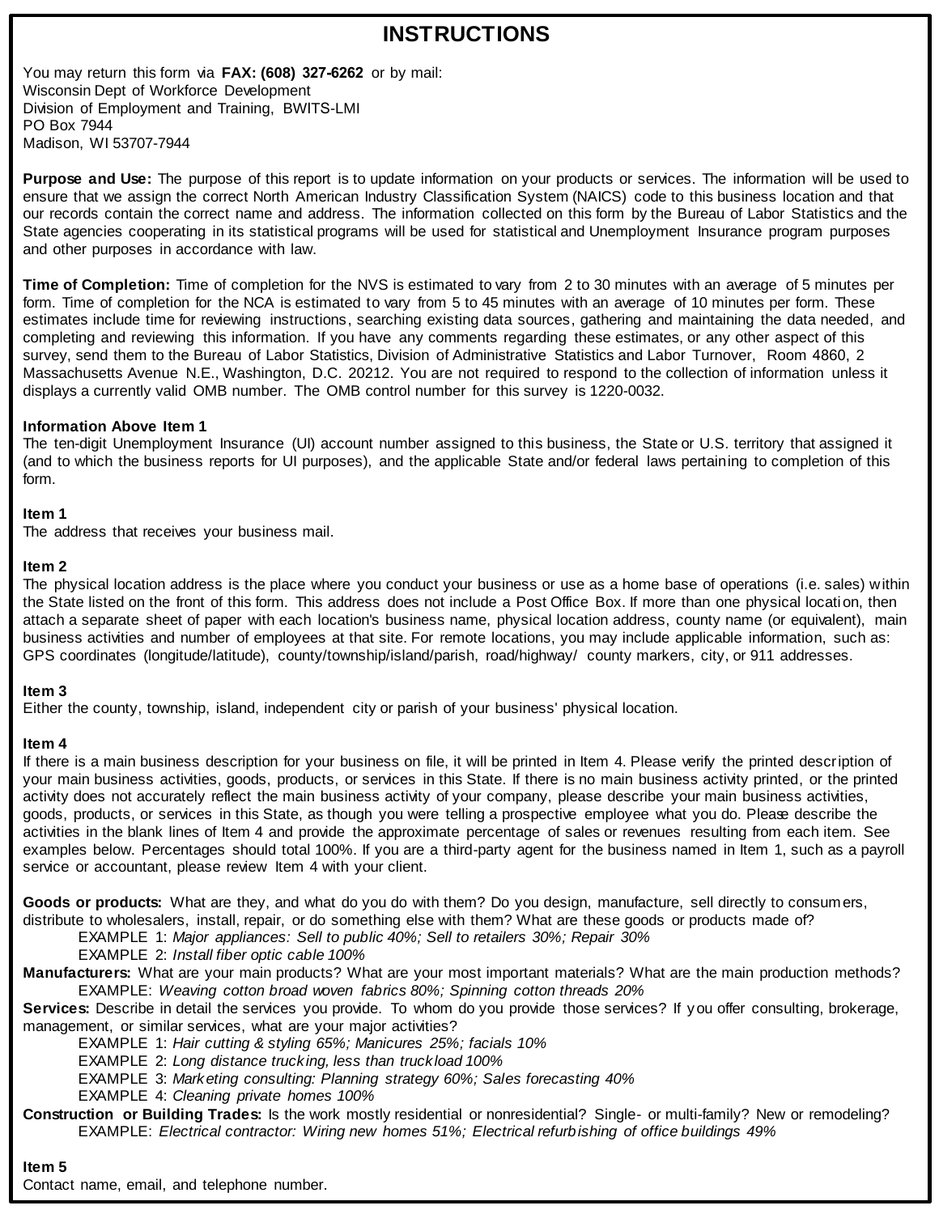# INSTRUCTIONS

You may return this form via **FAX: (608) 327-6262** or by mail:
Wisconsin Dept of Workforce Development
Division of Employment and Training, BWITS-LMI
PO Box 7944
Madison, WI 53707-7944

**Purpose and Use:** The purpose of this report is to update information on your products or services. The information will be used to ensure that we assign the correct North American Industry Classification System (NAICS) code to this business location and that our records contain the correct name and address. The information collected on this form by the Bureau of Labor Statistics and the State agencies cooperating in its statistical programs will be used for statistical and Unemployment Insurance program purposes and other purposes in accordance with law.

**Time of Completion:** Time of completion for the NVS is estimated to vary from 2 to 30 minutes with an average of 5 minutes per form. Time of completion for the NCA is estimated to vary from 5 to 45 minutes with an average of 10 minutes per form. These estimates include time for reviewing instructions, searching existing data sources, gathering and maintaining the data needed, and completing and reviewing this information. If you have any comments regarding these estimates, or any other aspect of this survey, send them to the Bureau of Labor Statistics, Division of Administrative Statistics and Labor Turnover, Room 4860, 2 Massachusetts Avenue N.E., Washington, D.C. 20212. You are not required to respond to the collection of information unless it displays a currently valid OMB number. The OMB control number for this survey is 1220-0032.

**Information Above Item 1**
The ten-digit Unemployment Insurance (UI) account number assigned to this business, the State or U.S. territory that assigned it (and to which the business reports for UI purposes), and the applicable State and/or federal laws pertaining to completion of this form.

**Item 1**
The address that receives your business mail.

**Item 2**
The physical location address is the place where you conduct your business or use as a home base of operations (i.e. sales) within the State listed on the front of this form. This address does not include a Post Office Box. If more than one physical location, then attach a separate sheet of paper with each location's business name, physical location address, county name (or equivalent), main business activities and number of employees at that site. For remote locations, you may include applicable information, such as: GPS coordinates (longitude/latitude), county/township/island/parish, road/highway/ county markers, city, or 911 addresses.

**Item 3**
Either the county, township, island, independent city or parish of your business' physical location.

**Item 4**
If there is a main business description for your business on file, it will be printed in Item 4. Please verify the printed description of your main business activities, goods, products, or services in this State. If there is no main business activity printed, or the printed activity does not accurately reflect the main business activity of your company, please describe your main business activities, goods, products, or services in this State, as though you were telling a prospective employee what you do. Please describe the activities in the blank lines of Item 4 and provide the approximate percentage of sales or revenues resulting from each item. See examples below. Percentages should total 100%. If you are a third-party agent for the business named in Item 1, such as a payroll service or accountant, please review Item 4 with your client.

**Goods or products:** What are they, and what do you do with them? Do you design, manufacture, sell directly to consumers, distribute to wholesalers, install, repair, or do something else with them? What are these goods or products made of?
EXAMPLE 1: *Major appliances: Sell to public 40%; Sell to retailers 30%; Repair 30%*
EXAMPLE 2: *Install fiber optic cable 100%*

**Manufacturers:** What are your main products? What are your most important materials? What are the main production methods?
EXAMPLE: *Weaving cotton broad woven fabrics 80%; Spinning cotton threads 20%*

**Services:** Describe in detail the services you provide. To whom do you provide those services? If you offer consulting, brokerage, management, or similar services, what are your major activities?
EXAMPLE 1: *Hair cutting & styling 65%; Manicures 25%; facials 10%*
EXAMPLE 2: *Long distance trucking, less than truckload 100%*
EXAMPLE 3: *Marketing consulting: Planning strategy 60%; Sales forecasting 40%*
EXAMPLE 4: *Cleaning private homes 100%*

**Construction or Building Trades:** Is the work mostly residential or nonresidential? Single- or multi-family? New or remodeling?
EXAMPLE: *Electrical contractor: Wiring new homes 51%; Electrical refurbishing of office buildings 49%*

**Item 5**
Contact name, email, and telephone number.